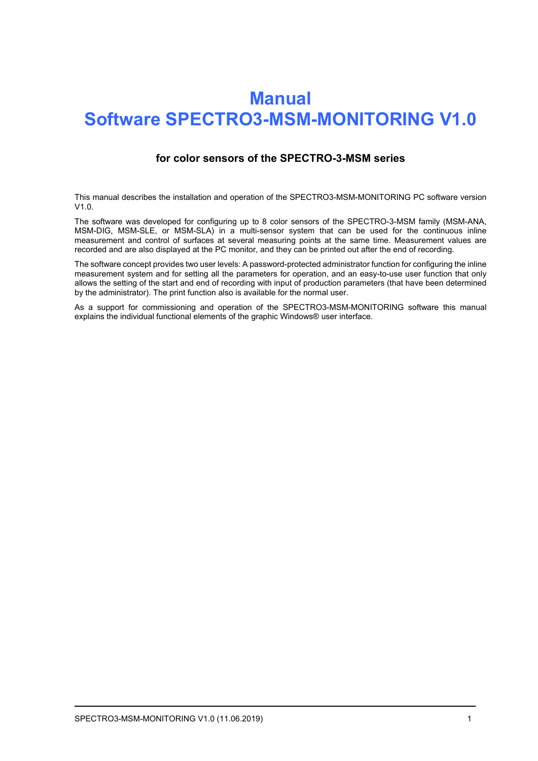# Manual
# Software SPECTRO3-MSM-MONITORING V1.0

### for color sensors of the SPECTRO-3-MSM series

This manual describes the installation and operation of the SPECTRO3-MSM-MONITORING PC software version V1.0.

The software was developed for configuring up to 8 color sensors of the SPECTRO-3-MSM family (MSM-ANA, MSM-DIG, MSM-SLE, or MSM-SLA) in a multi-sensor system that can be used for the continuous inline measurement and control of surfaces at several measuring points at the same time. Measurement values are recorded and are also displayed at the PC monitor, and they can be printed out after the end of recording.

The software concept provides two user levels: A password-protected administrator function for configuring the inline measurement system and for setting all the parameters for operation, and an easy-to-use user function that only allows the setting of the start and end of recording with input of production parameters (that have been determined by the administrator). The print function also is available for the normal user.

As a support for commissioning and operation of the SPECTRO3-MSM-MONITORING software this manual explains the individual functional elements of the graphic Windows® user interface.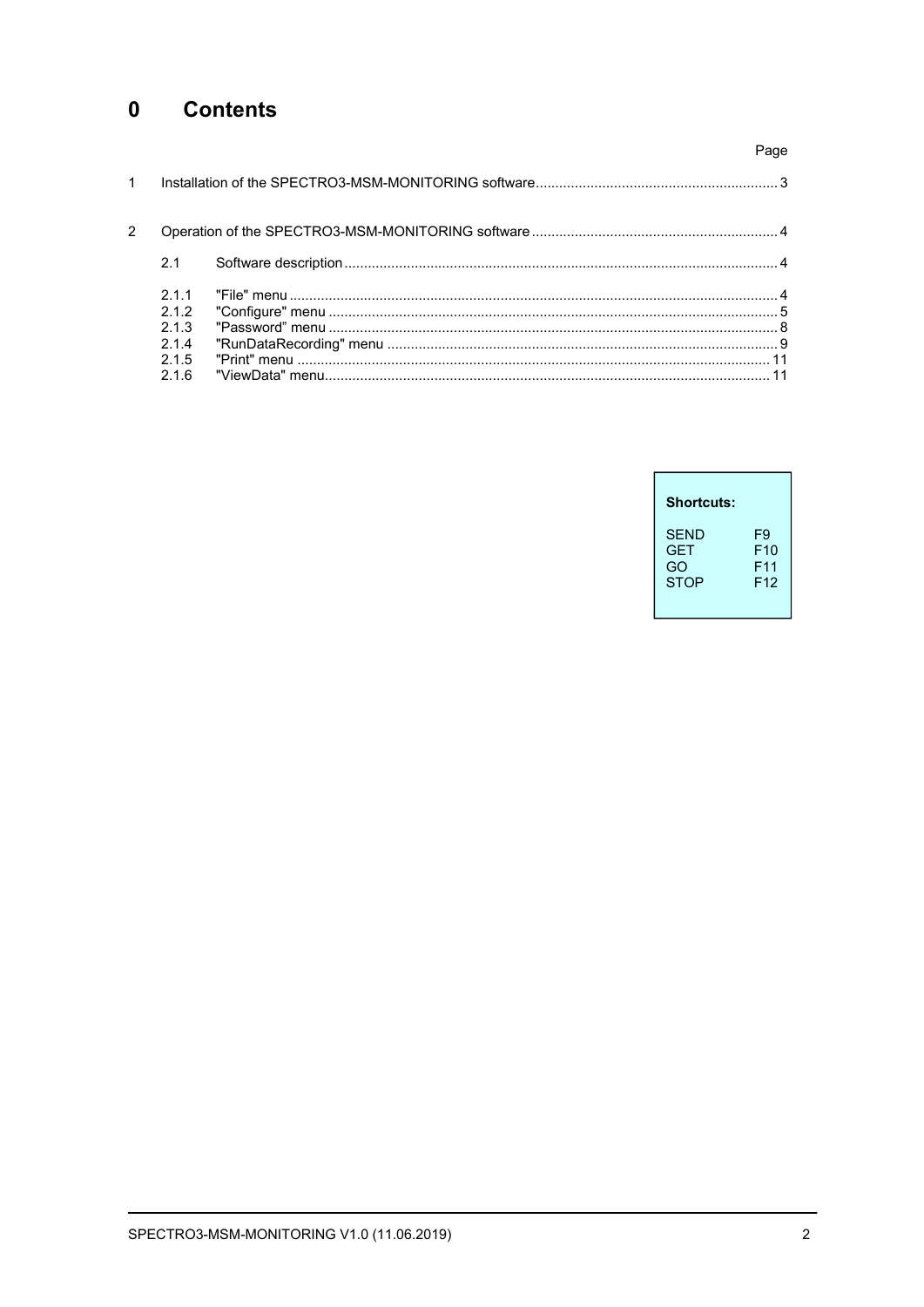# 0 Contents

| | | Page |
|---|---|---|
| 1 | Installation of the SPECTRO3-MSM-MONITORING software | 3 |
| 2 | Operation of the SPECTRO3-MSM-MONITORING software | 4 |
| 2.1 | Software description | 4 |
| 2.1.1 | "File" menu | 4 |
| 2.1.2 | "Configure" menu | 5 |
| 2.1.3 | "Password" menu | 8 |
| 2.1.4 | "RunDataRecording" menu | 9 |
| 2.1.5 | "Print" menu | 11 |
| 2.1.6 | "ViewData" menu | 11 |

**Shortcuts:**

| | |
|---|---|
| SEND | F9 |
| GET | F10 |
| GO | F11 |
| STOP | F12 |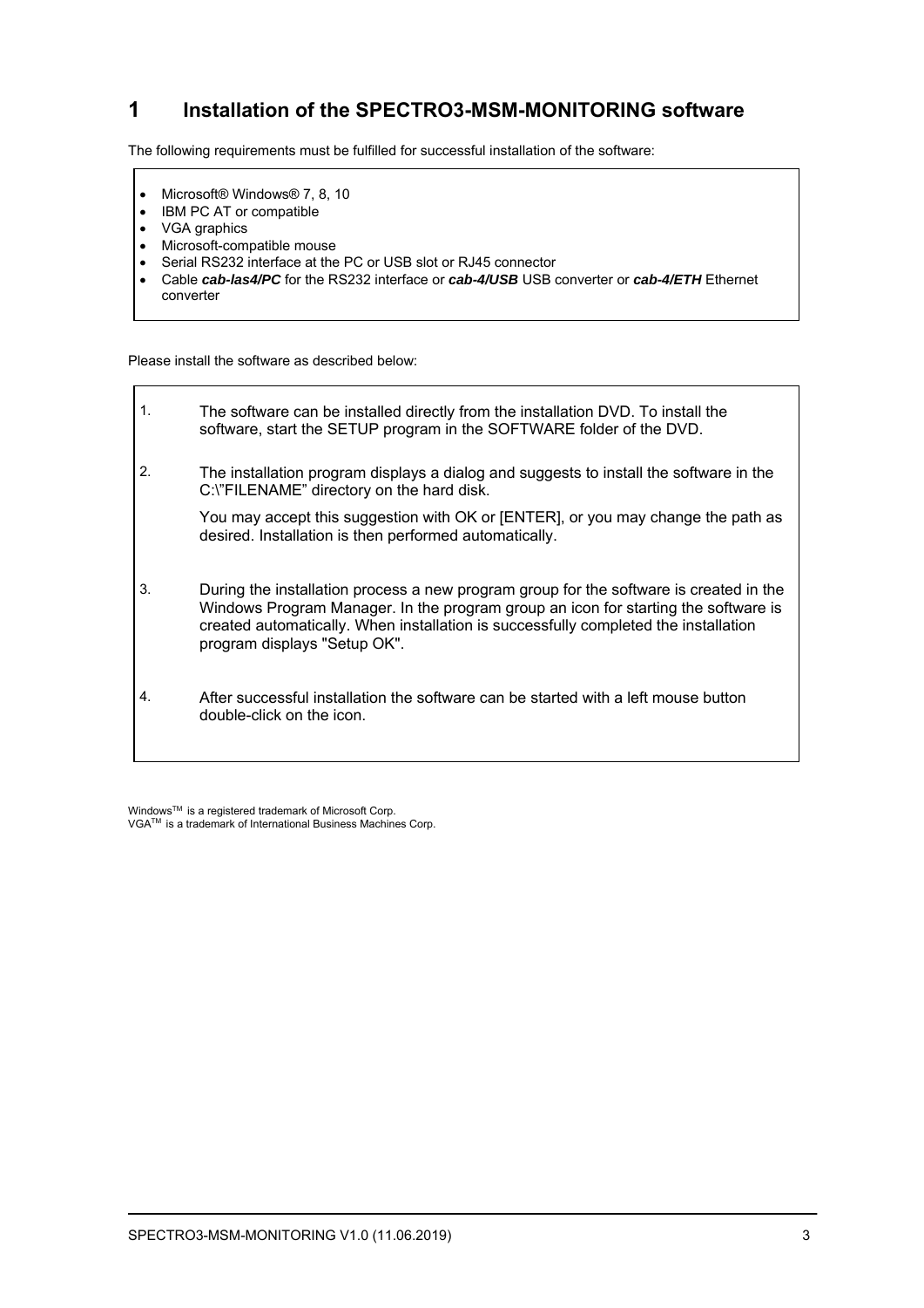# 1 Installation of the SPECTRO3-MSM-MONITORING software

The following requirements must be fulfilled for successful installation of the software:

- Microsoft® Windows® 7, 8, 10
- IBM PC AT or compatible
- VGA graphics
- Microsoft-compatible mouse
- Serial RS232 interface at the PC or USB slot or RJ45 connector
- Cable ***cab-las4/PC*** for the RS232 interface or ***cab-4/USB*** USB converter or ***cab-4/ETH*** Ethernet converter

Please install the software as described below:

1. The software can be installed directly from the installation DVD. To install the software, start the SETUP program in the SOFTWARE folder of the DVD.

2. The installation program displays a dialog and suggests to install the software in the C:\"FILENAME" directory on the hard disk.

   You may accept this suggestion with OK or [ENTER], or you may change the path as desired. Installation is then performed automatically.

3. During the installation process a new program group for the software is created in the Windows Program Manager. In the program group an icon for starting the software is created automatically. When installation is successfully completed the installation program displays "Setup OK".

4. After successful installation the software can be started with a left mouse button double-click on the icon.

Windows™ is a registered trademark of Microsoft Corp.
VGA™ is a trademark of International Business Machines Corp.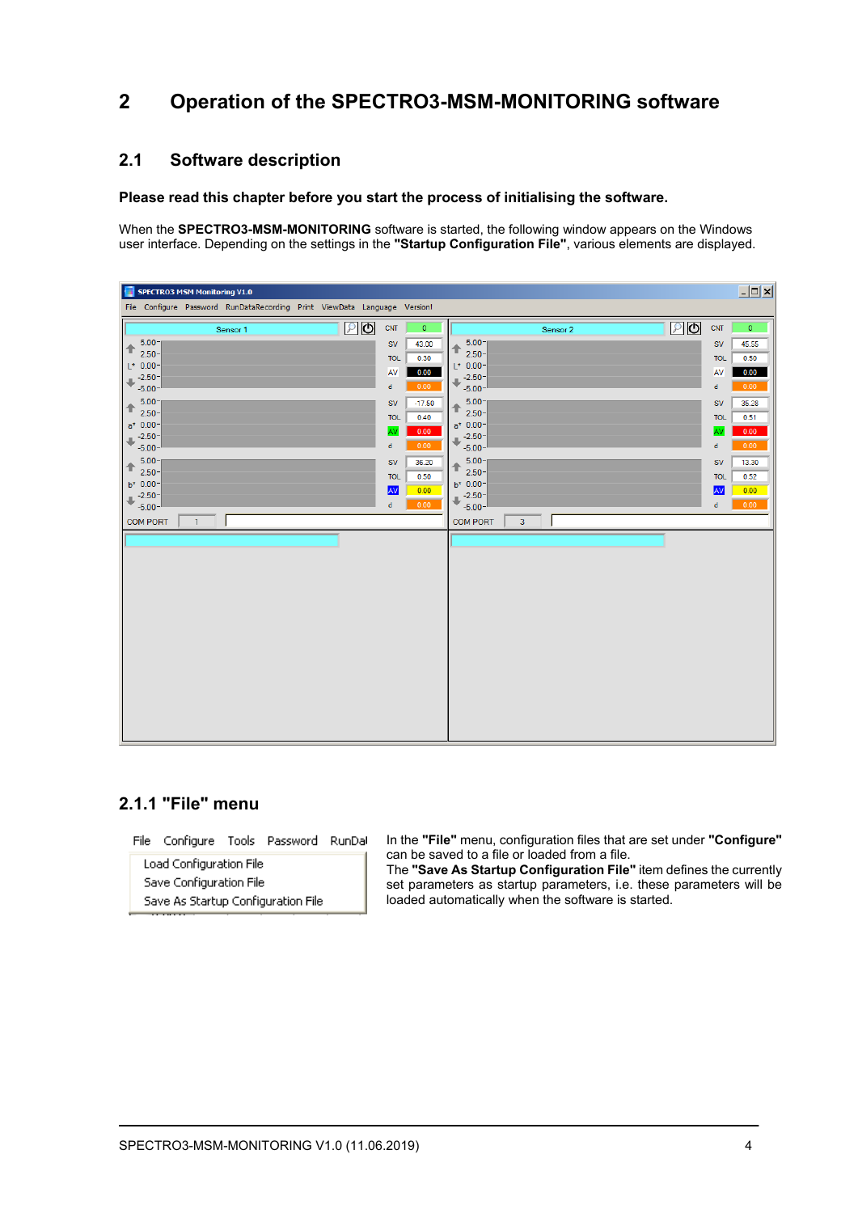# 2 Operation of the SPECTRO3-MSM-MONITORING software

## 2.1 Software description

**Please read this chapter before you start the process of initialising the software.**

When the **SPECTRO3-MSM-MONITORING** software is started, the following window appears on the Windows user interface. Depending on the settings in the **"Startup Configuration File"**, various elements are displayed.

### 2.1.1 "File" menu

In the **"File"** menu, configuration files that are set under **"Configure"** can be saved to a file or loaded from a file.

The **"Save As Startup Configuration File"** item defines the currently set parameters as startup parameters, i.e. these parameters will be loaded automatically when the software is started.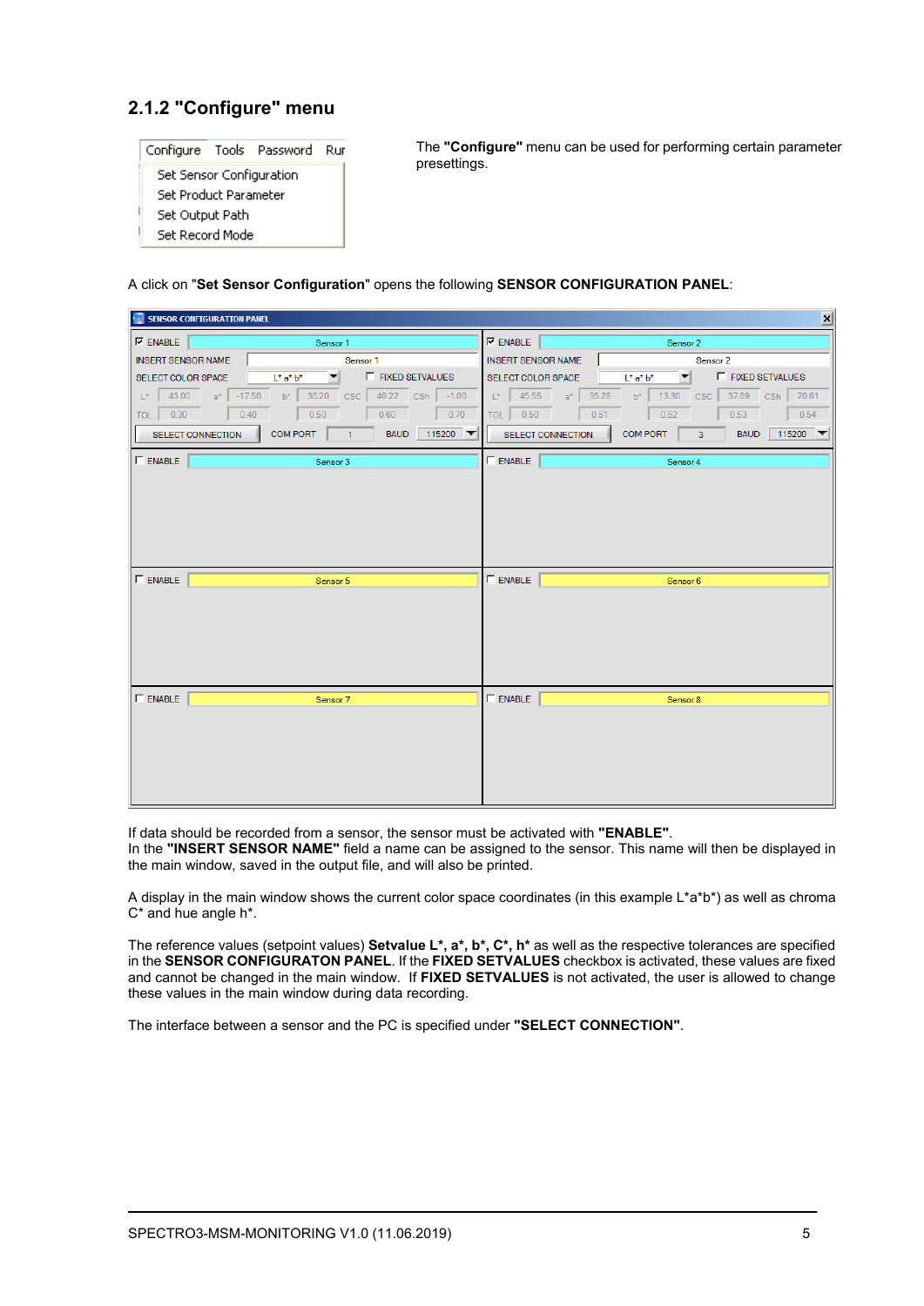### 2.1.2 "Configure" menu

The **"Configure"** menu can be used for performing certain parameter presettings.

A click on "**Set Sensor Configuration**" opens the following **SENSOR CONFIGURATION PANEL**:

If data should be recorded from a sensor, the sensor must be activated with **"ENABLE"**.
In the **"INSERT SENSOR NAME"** field a name can be assigned to the sensor. This name will then be displayed in the main window, saved in the output file, and will also be printed.

A display in the main window shows the current color space coordinates (in this example L*a*b*) as well as chroma C* and hue angle h*.

The reference values (setpoint values) **Setvalue L*, a*, b*, C*, h*** as well as the respective tolerances are specified in the **SENSOR CONFIGURATON PANEL**. If the **FIXED SETVALUES** checkbox is activated, these values are fixed and cannot be changed in the main window. If **FIXED SETVALUES** is not activated, the user is allowed to change these values in the main window during data recording.

The interface between a sensor and the PC is specified under **"SELECT CONNECTION"**.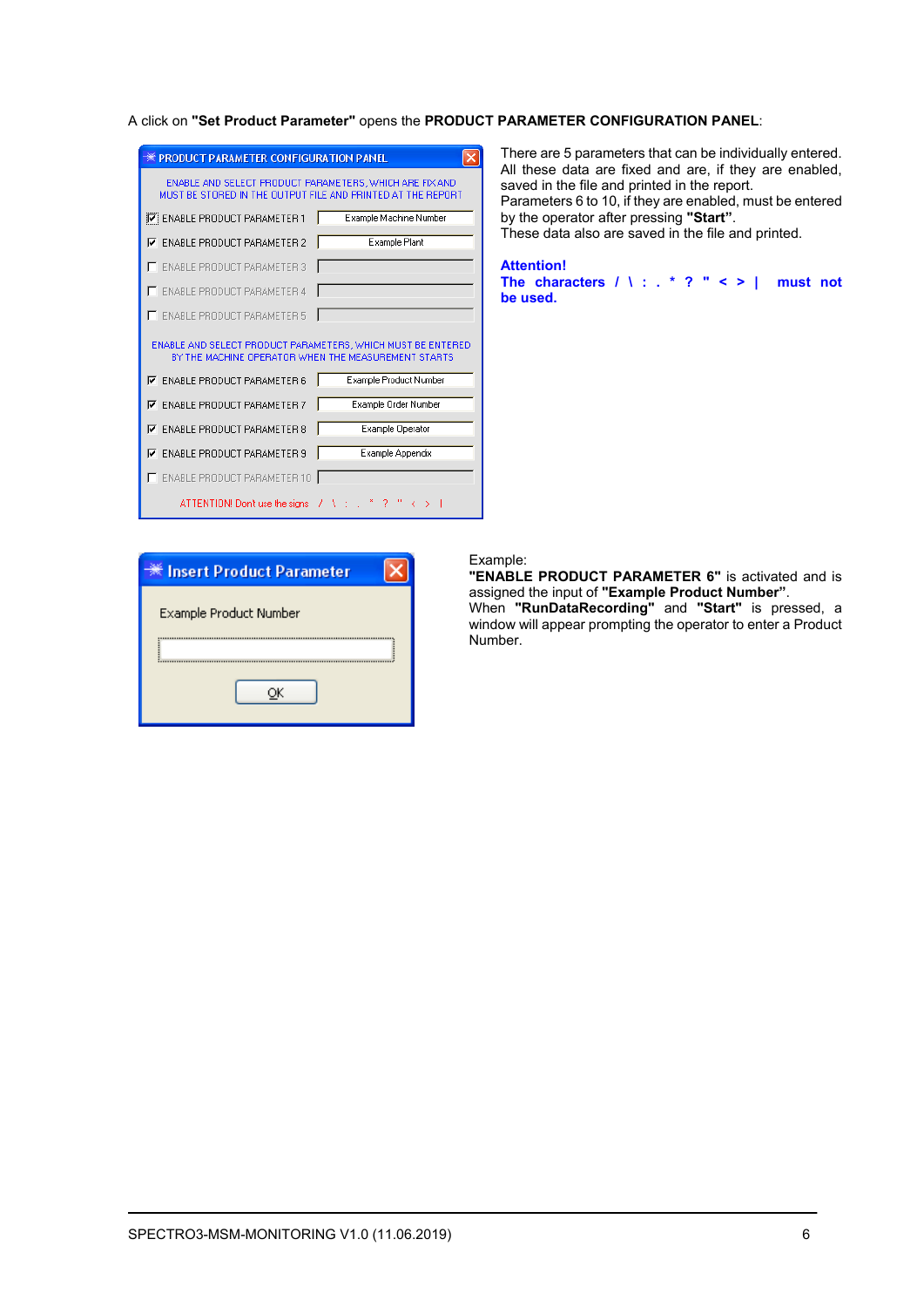A click on **"Set Product Parameter"** opens the **PRODUCT PARAMETER CONFIGURATION PANEL**:

PRODUCT PARAMETER CONFIGURATION PANEL

ENABLE AND SELECT PRODUCT PARAMETERS, WHICH ARE FIX AND MUST BE STORED IN THE OUTPUT FILE AND PRINTED AT THE REPORT

- [x] ENABLE PRODUCT PARAMETER 1 — Example Machine Number
- [x] ENABLE PRODUCT PARAMETER 2 — Example Plant
- [ ] ENABLE PRODUCT PARAMETER 3
- [ ] ENABLE PRODUCT PARAMETER 4
- [ ] ENABLE PRODUCT PARAMETER 5

ENABLE AND SELECT PRODUCT PARAMETERS, WHICH MUST BE ENTERED BY THE MACHINE OPERATOR WHEN THE MEASUREMENT STARTS

- [x] ENABLE PRODUCT PARAMETER 6 — Example Product Number
- [x] ENABLE PRODUCT PARAMETER 7 — Example Order Number
- [x] ENABLE PRODUCT PARAMETER 8 — Example Operator
- [x] ENABLE PRODUCT PARAMETER 9 — Example Appendix
- [ ] ENABLE PRODUCT PARAMETER 10

ATTENTION! Dont use the signs / \ : . * ? " < > |

There are 5 parameters that can be individually entered. All these data are fixed and are, if they are enabled, saved in the file and printed in the report.
Parameters 6 to 10, if they are enabled, must be entered by the operator after pressing **"Start"**.
These data also are saved in the file and printed.

**Attention!**
**The characters / \ : . * ? " < > | must not be used.**

Insert Product Parameter

Example Product Number

OK

Example:
**"ENABLE PRODUCT PARAMETER 6"** is activated and is assigned the input of **"Example Product Number"**.
When **"RunDataRecording"** and **"Start"** is pressed, a window will appear prompting the operator to enter a Product Number.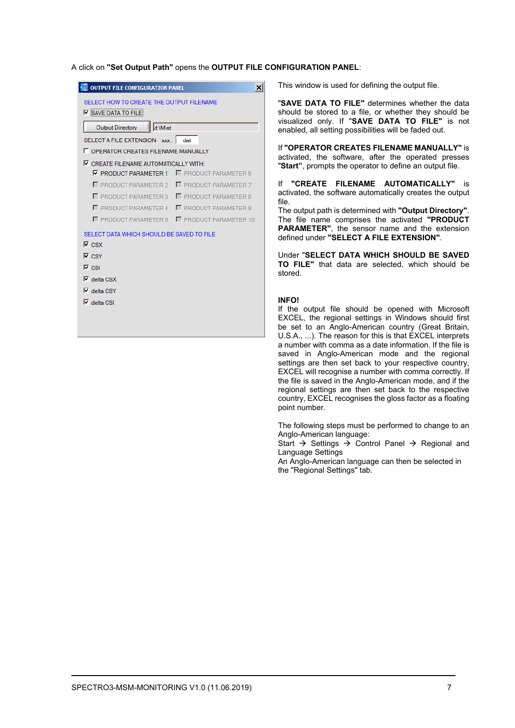A click on **"Set Output Path"** opens the **OUTPUT FILE CONFIGURATION PANEL**:

OUTPUT FILE CONFIGURATION PANEL

SELECT HOW TO CREATE THE OUTPUT FILENAME

☑ SAVE DATA TO FILE

Output Directory d:\Mist

SELECT A FILE EXTENSION xxx . dat

☐ OPERATOR CREATES FILENAME MANUALLY

☑ CREATE FILENAME AUTOMATICALLY WITH:

- ☑ PRODUCT PARAMETER 1
- ☐ PRODUCT PARAMETER 2
- ☐ PRODUCT PARAMETER 3
- ☐ PRODUCT PARAMETER 4
- ☐ PRODUCT PARAMETER 5
- ☐ PRODUCT PARAMETER 6
- ☐ PRODUCT PARAMETER 7
- ☐ PRODUCT PARAMETER 8
- ☐ PRODUCT PARAMETER 9
- ☐ PRODUCT PARAMETER 10

SELECT DATA WHICH SHOULD BE SAVED TO FILE

- ☑ CSX
- ☑ CSY
- ☑ CSI
- ☑ delta CSX
- ☑ delta CSY
- ☑ delta CSI

This window is used for defining the output file.

"**SAVE DATA TO FILE"** determines whether the data should be stored to a file, or whether they should be visualized only. If **"SAVE DATA TO FILE"** is not enabled, all setting possibilities will be faded out.

If **"OPERATOR CREATES FILENAME MANUALLY"** is activated, the software, after the operated presses "**Start"**, prompts the operator to define an output file.

If **"CREATE FILENAME AUTOMATICALLY"** is activated, the software automatically creates the output file.
The output path is determined with **"Output Directory"**. The file name comprises the activated **"PRODUCT PARAMETER"**, the sensor name and the extension defined under **"SELECT A FILE EXTENSION"**.

Under "**SELECT DATA WHICH SHOULD BE SAVED TO FILE"** that data are selected, which should be stored.

**INFO!**
If the output file should be opened with Microsoft EXCEL, the regional settings in Windows should first be set to an Anglo-American country (Great Britain, U.S.A., ...). The reason for this is that EXCEL interprets a number with comma as a date information. If the file is saved in Anglo-American mode and the regional settings are then set back to your respective country, EXCEL will recognise a number with comma correctly. If the file is saved in the Anglo-American mode, and if the regional settings are then set back to the respective country, EXCEL recognises the gloss factor as a floating point number.

The following steps must be performed to change to an Anglo-American language:
Start → Settings → Control Panel → Regional and Language Settings
An Anglo-American language can then be selected in the "Regional Settings" tab.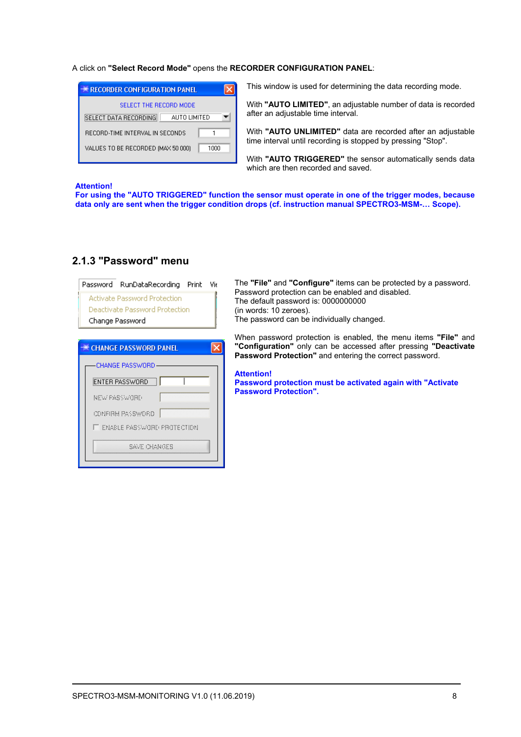A click on **"Select Record Mode"** opens the **RECORDER CONFIGURATION PANEL**:

This window is used for determining the data recording mode.

With **"AUTO LIMITED"**, an adjustable number of data is recorded after an adjustable time interval.

With **"AUTO UNLIMITED"** data are recorded after an adjustable time interval until recording is stopped by pressing "Stop".

With **"AUTO TRIGGERED"** the sensor automatically sends data which are then recorded and saved.

**Attention!**
**For using the "AUTO TRIGGERED" function the sensor must operate in one of the trigger modes, because data only are sent when the trigger condition drops (cf. instruction manual SPECTRO3-MSM-… Scope).**

### 2.1.3 "Password" menu

The **"File"** and **"Configure"** items can be protected by a password.
Password protection can be enabled and disabled.
The default password is: 0000000000
(in words: 10 zeroes).
The password can be individually changed.

When password protection is enabled, the menu items **"File"** and **"Configuration"** only can be accessed after pressing **"Deactivate Password Protection"** and entering the correct password.

**Attention!**
**Password protection must be activated again with "Activate Password Protection".**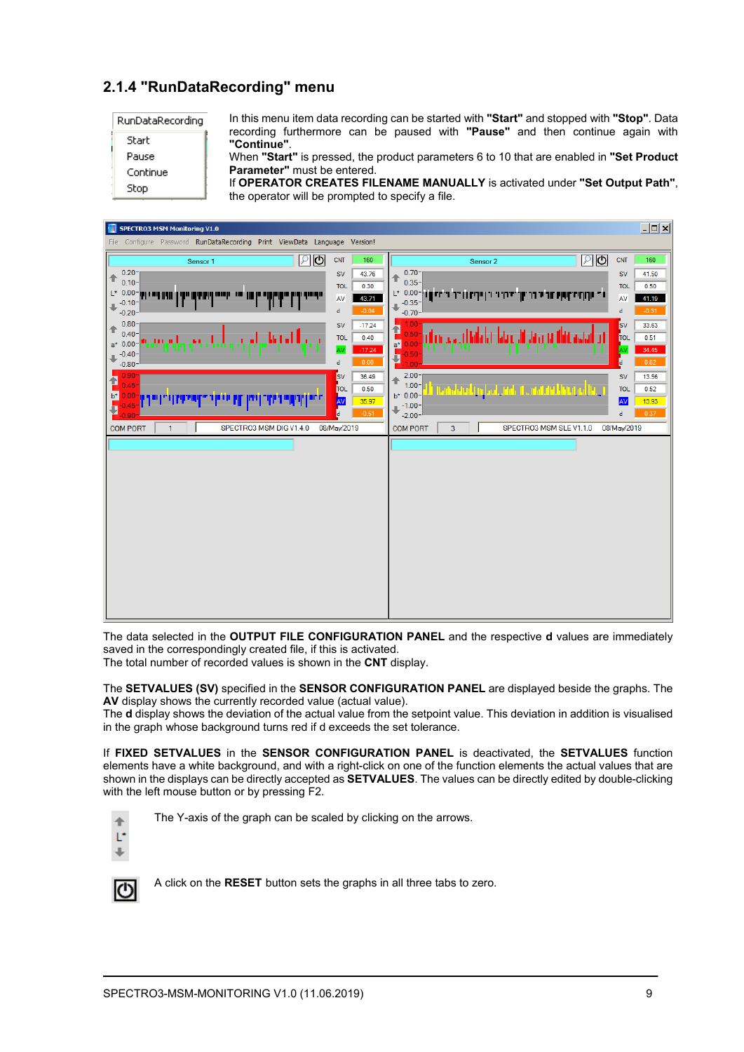## 2.1.4 "RunDataRecording" menu

In this menu item data recording can be started with **"Start"** and stopped with **"Stop"**. Data recording furthermore can be paused with **"Pause"** and then continue again with **"Continue"**.

When **"Start"** is pressed, the product parameters 6 to 10 that are enabled in **"Set Product Parameter"** must be entered.

If **OPERATOR CREATES FILENAME MANUALLY** is activated under **"Set Output Path"**, the operator will be prompted to specify a file.

The data selected in the **OUTPUT FILE CONFIGURATION PANEL** and the respective **d** values are immediately saved in the correspondingly created file, if this is activated.

The total number of recorded values is shown in the **CNT** display.

The **SETVALUES (SV)** specified in the **SENSOR CONFIGURATION PANEL** are displayed beside the graphs. The **AV** display shows the currently recorded value (actual value).

The **d** display shows the deviation of the actual value from the setpoint value. This deviation in addition is visualised in the graph whose background turns red if d exceeds the set tolerance.

If **FIXED SETVALUES** in the **SENSOR CONFIGURATION PANEL** is deactivated, the **SETVALUES** function elements have a white background, and with a right-click on one of the function elements the actual values that are shown in the displays can be directly accepted as **SETVALUES**. The values can be directly edited by double-clicking with the left mouse button or by pressing F2.

The Y-axis of the graph can be scaled by clicking on the arrows.

A click on the **RESET** button sets the graphs in all three tabs to zero.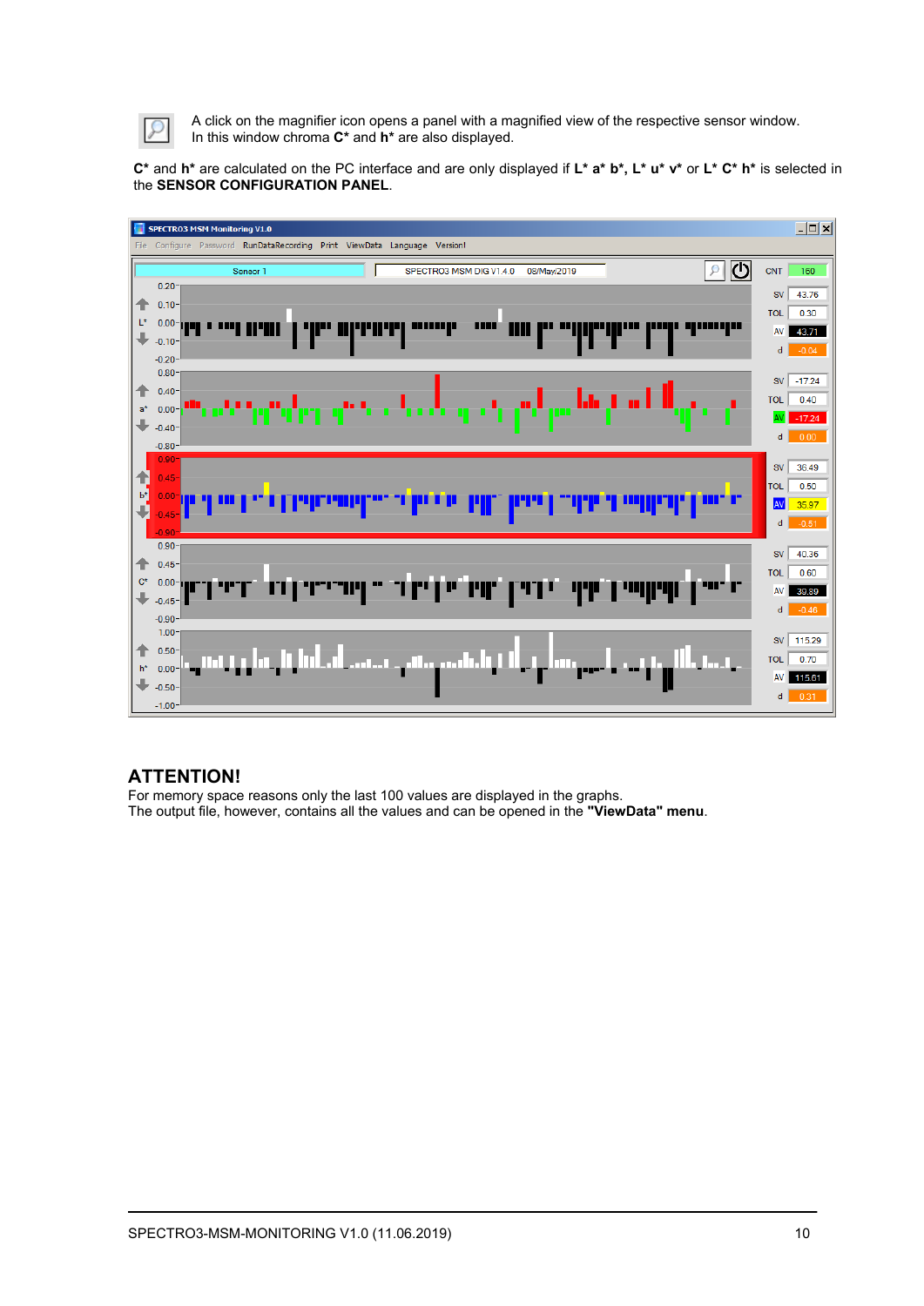A click on the magnifier icon opens a panel with a magnified view of the respective sensor window. In this window chroma **C*** and **h*** are also displayed.

**C*** and **h*** are calculated on the PC interface and are only displayed if **L* a* b*, L* u* v*** or **L* C* h*** is selected in the **SENSOR CONFIGURATION PANEL**.

## ATTENTION!

For memory space reasons only the last 100 values are displayed in the graphs.
The output file, however, contains all the values and can be opened in the **"ViewData" menu**.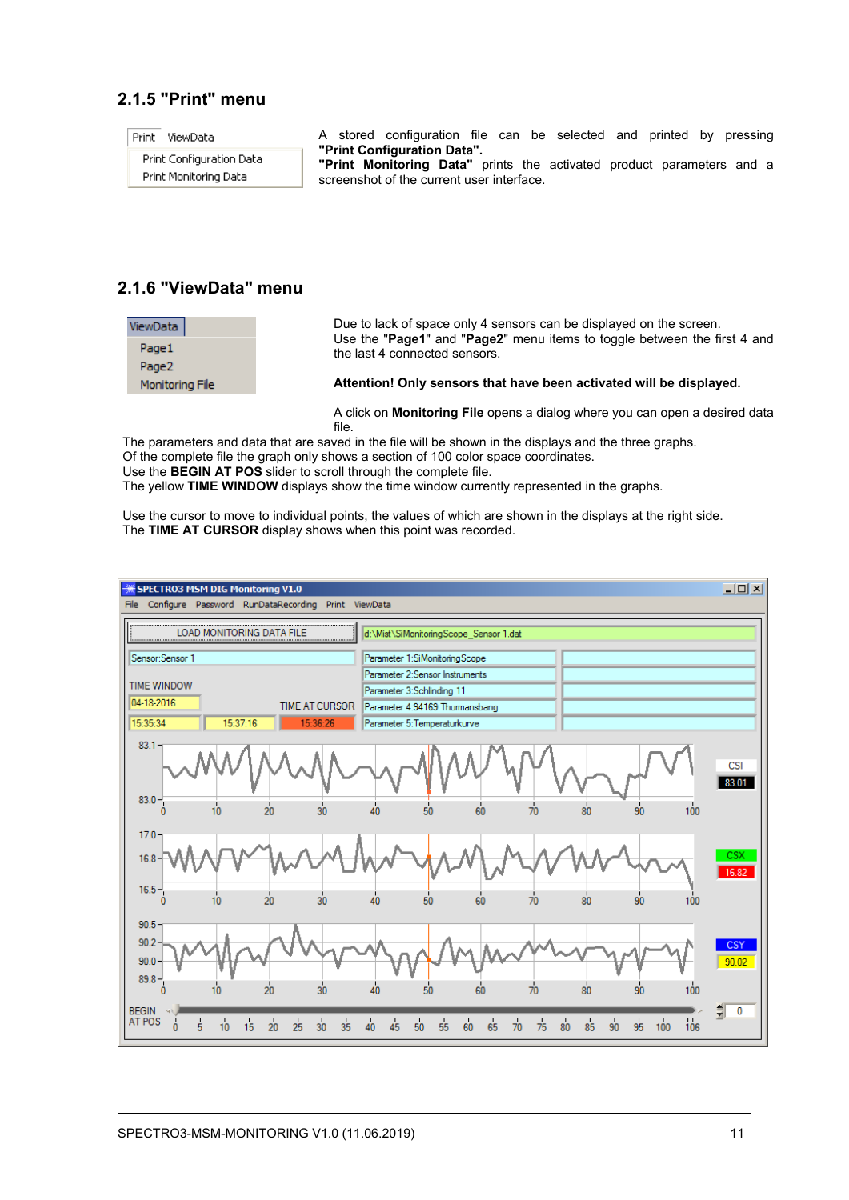## 2.1.5 "Print" menu

Print ViewData
Print Configuration Data
Print Monitoring Data

A stored configuration file can be selected and printed by pressing **"Print Configuration Data"**.
**"Print Monitoring Data"** prints the activated product parameters and a screenshot of the current user interface.

## 2.1.6 "ViewData" menu

ViewData
Page1
Page2
Monitoring File

Due to lack of space only 4 sensors can be displayed on the screen.
Use the "**Page1**" and "**Page2**" menu items to toggle between the first 4 and the last 4 connected sensors.

**Attention! Only sensors that have been activated will be displayed.**

A click on **Monitoring File** opens a dialog where you can open a desired data file.
The parameters and data that are saved in the file will be shown in the displays and the three graphs.
Of the complete file the graph only shows a section of 100 color space coordinates.
Use the **BEGIN AT POS** slider to scroll through the complete file.
The yellow **TIME WINDOW** displays show the time window currently represented in the graphs.

Use the cursor to move to individual points, the values of which are shown in the displays at the right side.
The **TIME AT CURSOR** display shows when this point was recorded.

SPECTRO3 MSM DIG Monitoring V1.0
File Configure Password RunDataRecording Print ViewData
LOAD MONITORING DATA FILE
d:\Mist\SiMonitoringScope_Sensor 1.dat
Sensor:Sensor 1
Parameter 1:SiMonitoringScope
Parameter 2:Sensor Instruments
Parameter 3:Schlinding 11
Parameter 4:94169 Thurmansbang
Parameter 5:Temperaturkurve
TIME WINDOW
04-18-2016
15:35:34
15:37:16
TIME AT CURSOR
15:36:26
83.1
83.0
CSI
83.01
17.0
16.8
16.5
CSX
16.82
90.5
90.2
90.0
89.8
CSY
90.02
0 10 20 30 40 50 60 70 80 90 100
BEGIN AT POS
0 5 10 15 20 25 30 35 40 45 50 55 60 65 70 75 80 85 90 95 100 106
0